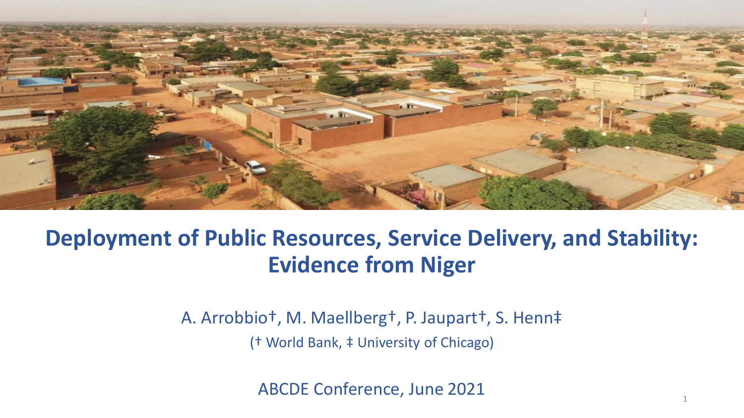# Deployment of Public Resources, Service Delivery, and Stability: Evidence from Niger

A. Arrobio†, M. Maellberg†, P. Jaupart†, S. Henn‡

(† World Bank, ‡ University of Chicago)

ABCDE Conference, June 2021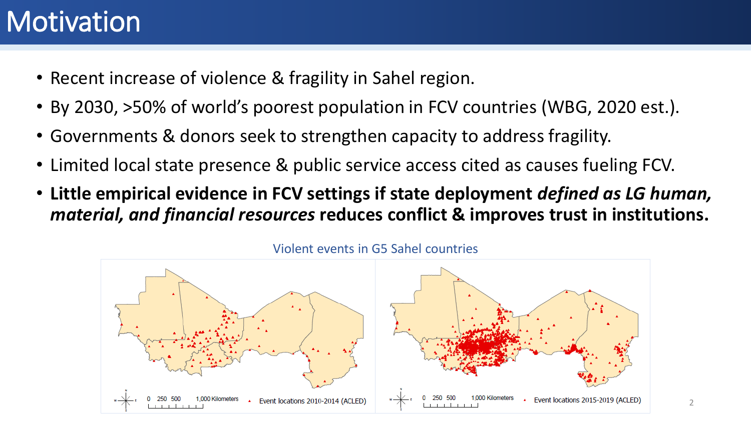# Motivation

- Recent increase of violence & fragility in Sahel region.
- By 2030, >50% of world's poorest population in FCV countries (WBG, 2020 est.).
- Governments & donors seek to strengthen capacity to address fragility.
- Limited local state presence & public service access cited as causes fueling FCV.
- **Little empirical evidence in FCV settings if state deployment *defined as LG human, material, and financial resources* reduces conflict & improves trust in institutions.**

Violent events in G5 Sahel countries

Event locations 2010-2014 (ACLED)

Event locations 2015-2019 (ACLED)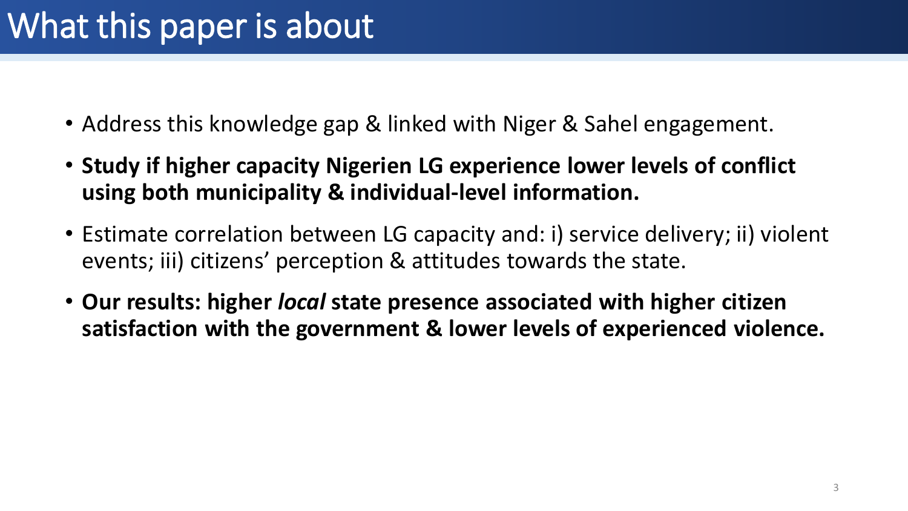# What this paper is about

- Address this knowledge gap & linked with Niger & Sahel engagement.
- **Study if higher capacity Nigerien LG experience lower levels of conflict using both municipality & individual-level information.**
- Estimate correlation between LG capacity and: i) service delivery; ii) violent events; iii) citizens' perception & attitudes towards the state.
- **Our results: higher *local* state presence associated with higher citizen satisfaction with the government & lower levels of experienced violence.**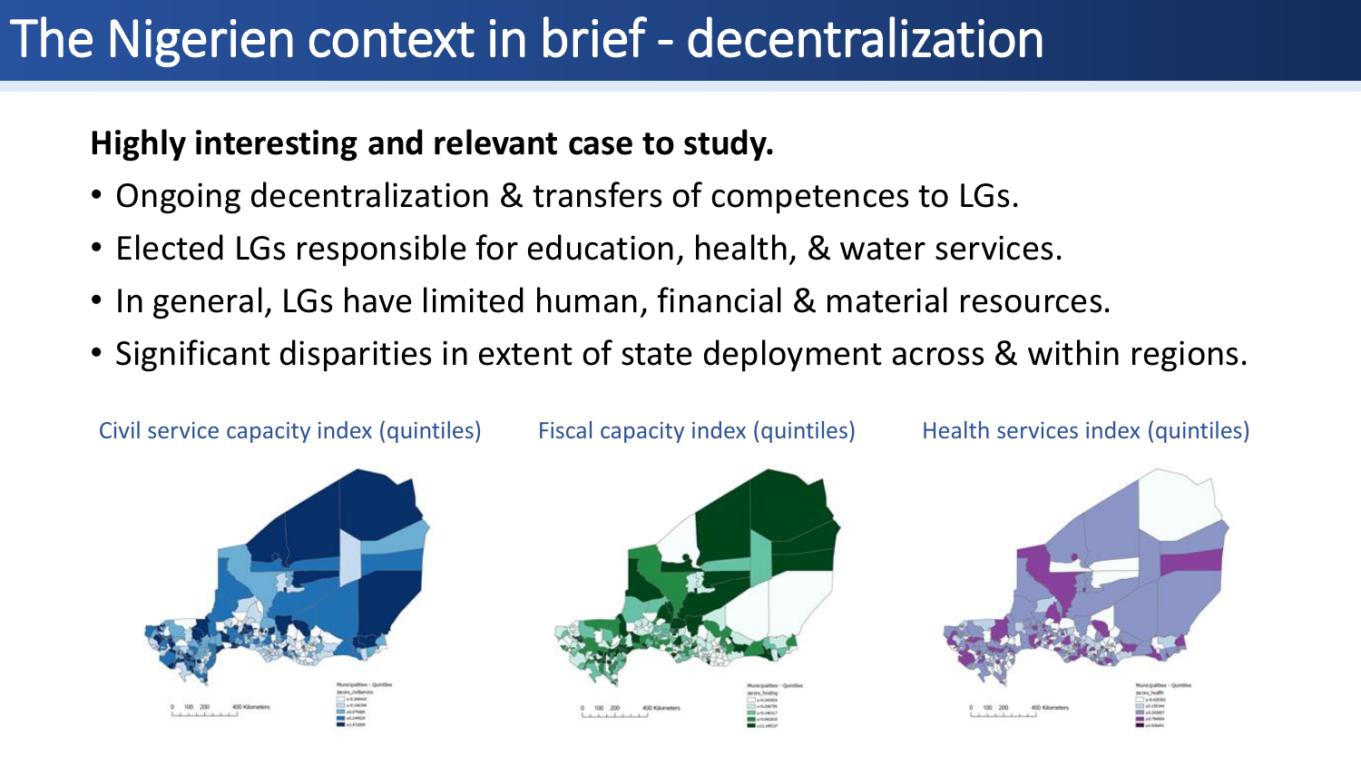# The Nigerien context in brief - decentralization

**Highly interesting and relevant case to study.**

- Ongoing decentralization & transfers of competences to LGs.
- Elected LGs responsible for education, health, & water services.
- In general, LGs have limited human, financial & material resources.
- Significant disparities in extent of state deployment across & within regions.

Civil service capacity index (quintiles)

Fiscal capacity index (quintiles)

Health services index (quintiles)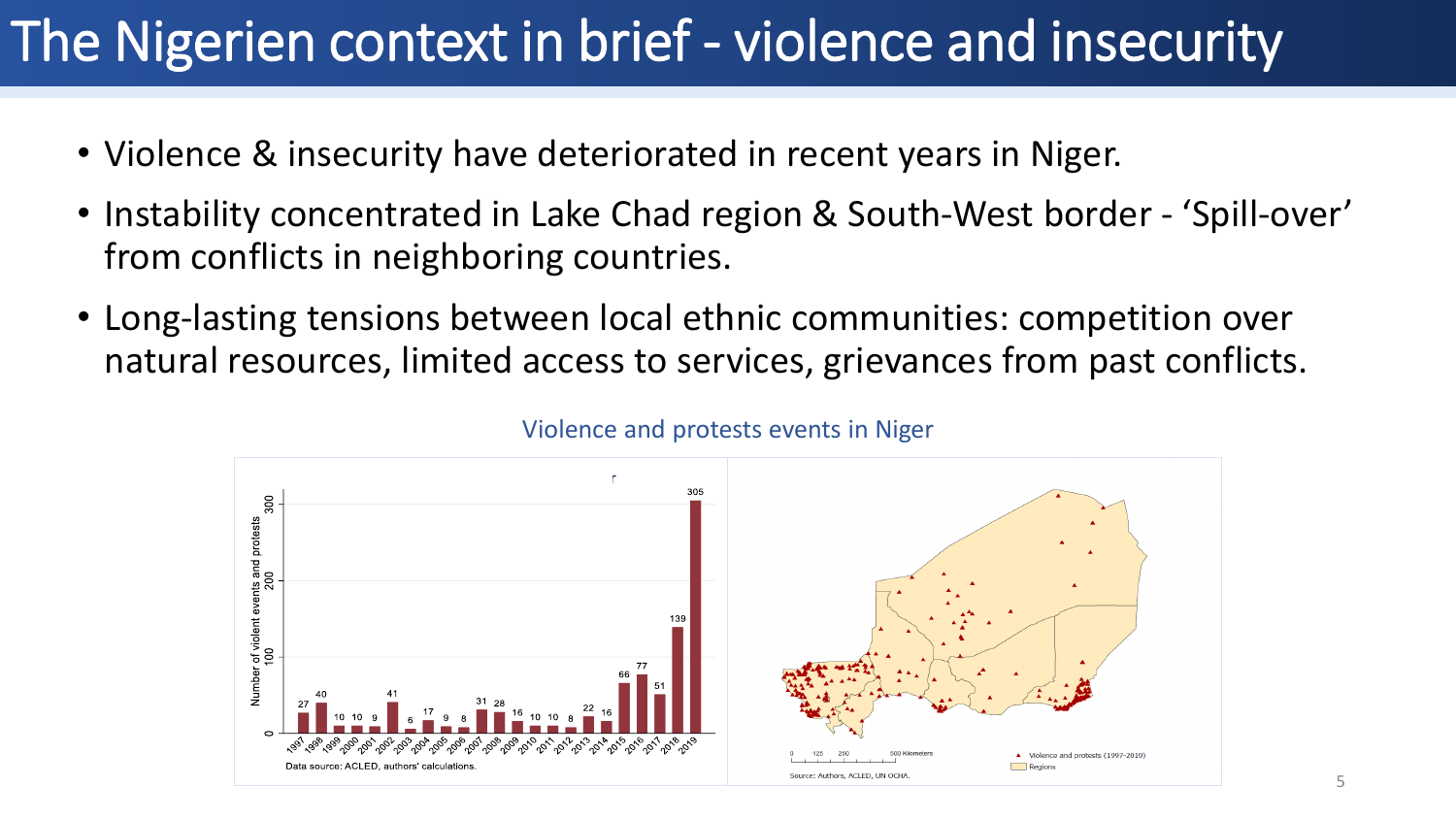# The Nigerien context in brief - violence and insecurity

- Violence & insecurity have deteriorated in recent years in Niger.
- Instability concentrated in Lake Chad region & South-West border - 'Spill-over' from conflicts in neighboring countries.
- Long-lasting tensions between local ethnic communities: competition over natural resources, limited access to services, grievances from past conflicts.

Violence and protests events in Niger

| Year | Number of violent events and protests |
|---|---|
| 1997 | 27 |
| 1998 | 40 |
| 1999 | 10 |
| 2000 | 10 |
| 2001 | 9 |
| 2002 | 41 |
| 2003 | 6 |
| 2004 | 17 |
| 2005 | 9 |
| 2006 | 8 |
| 2007 | 31 |
| 2008 | 28 |
| 2009 | 16 |
| 2010 | 10 |
| 2011 | 10 |
| 2012 | 8 |
| 2013 | 22 |
| 2014 | 16 |
| 2015 | 66 |
| 2016 | 77 |
| 2017 | 51 |
| 2018 | 139 |
| 2019 | 305 |

Data source: ACLED, authors' calculations.

Violence and protests (1997-2019); Regions

Source: Authors, ACLED, UN OCHA.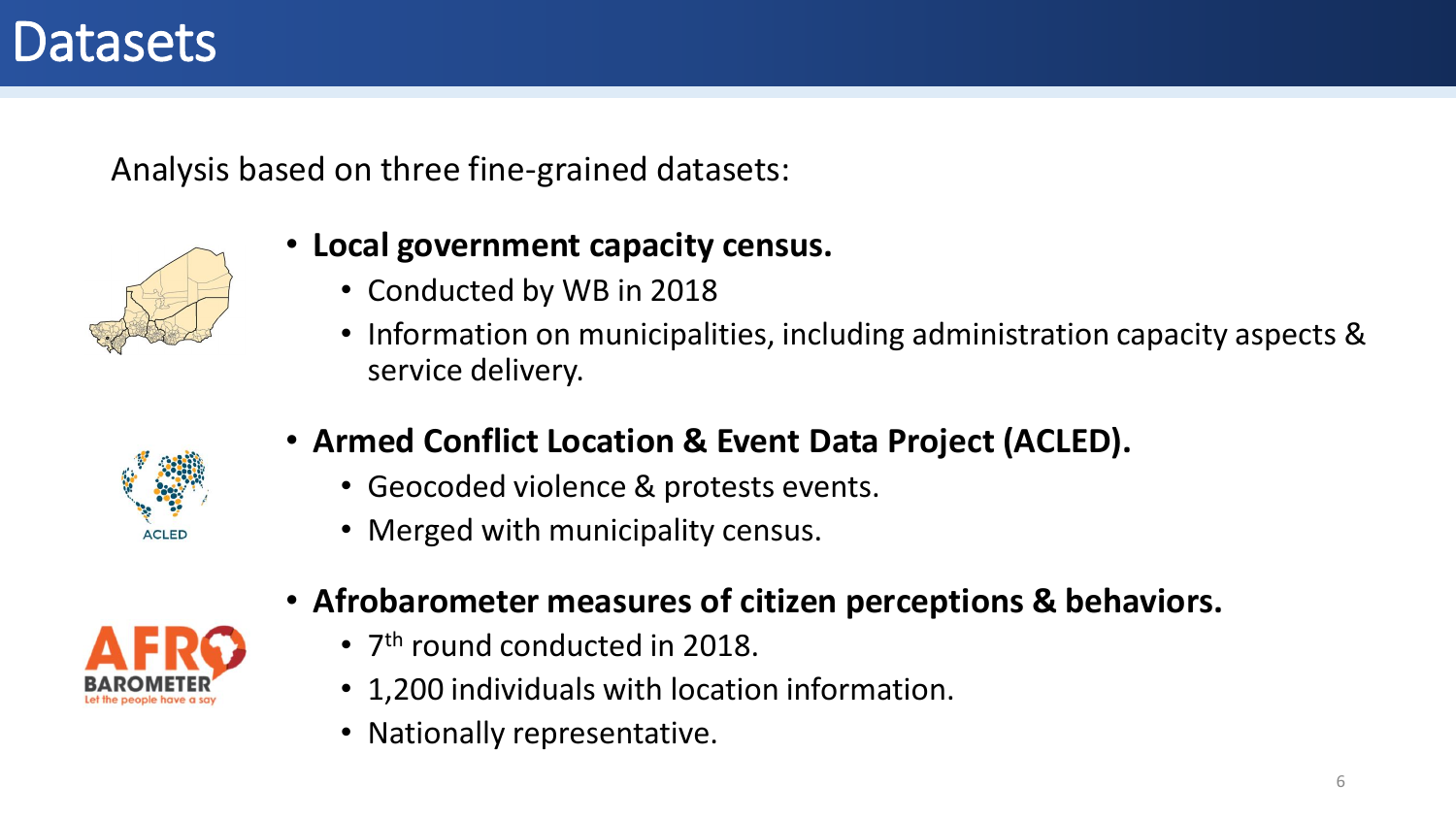# Datasets

Analysis based on three fine-grained datasets:

- **Local government capacity census.**
  - Conducted by WB in 2018
  - Information on municipalities, including administration capacity aspects & service delivery.
- **Armed Conflict Location & Event Data Project (ACLED).**
  - Geocoded violence & protests events.
  - Merged with municipality census.
- **Afrobarometer measures of citizen perceptions & behaviors.**
  - 7th round conducted in 2018.
  - 1,200 individuals with location information.
  - Nationally representative.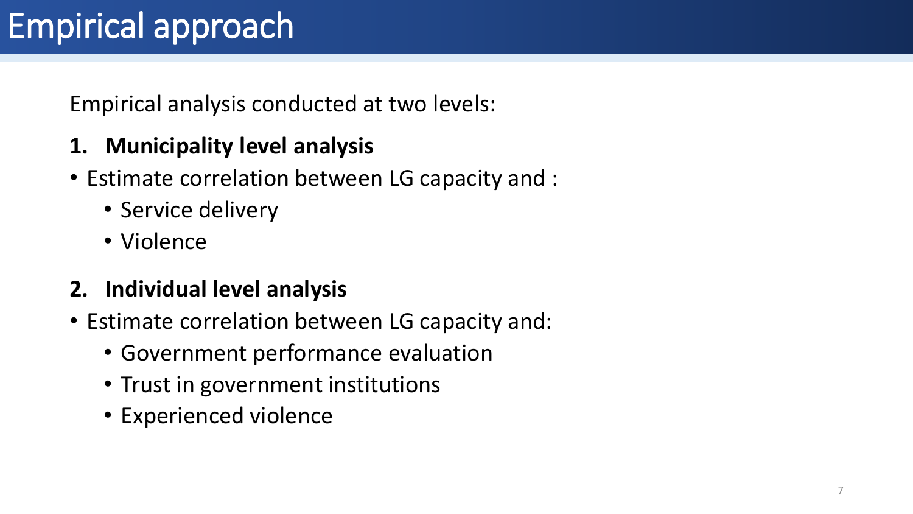# Empirical approach

Empirical analysis conducted at two levels:

**1. Municipality level analysis**

- Estimate correlation between LG capacity and :
  - Service delivery
  - Violence

**2. Individual level analysis**

- Estimate correlation between LG capacity and:
  - Government performance evaluation
  - Trust in government institutions
  - Experienced violence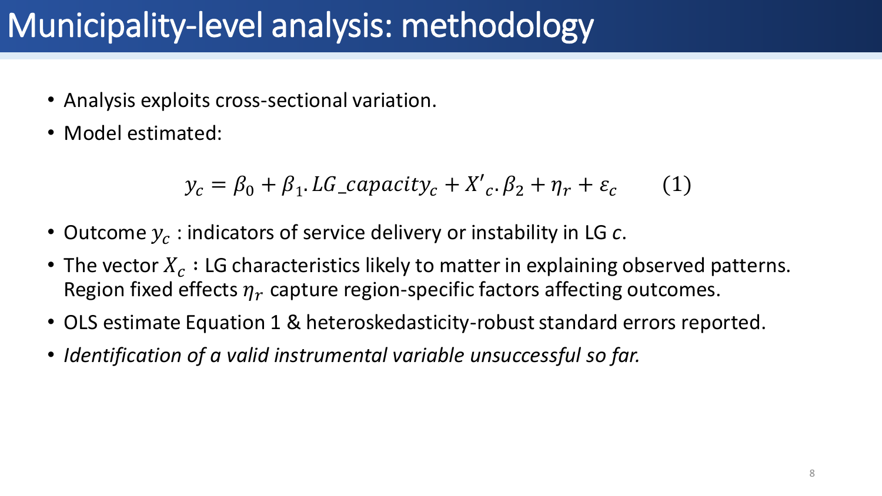# Municipality-level analysis: methodology

- Analysis exploits cross-sectional variation.
- Model estimated:

$$y_c = \beta_0 + \beta_1 . LG\_capacity_c + X'_c . \beta_2 + \eta_r + \varepsilon_c \qquad (1)$$

- Outcome $y_c$ : indicators of service delivery or instability in LG $c$.
- The vector $X_c$ : LG characteristics likely to matter in explaining observed patterns. Region fixed effects $\eta_r$ capture region-specific factors affecting outcomes.
- OLS estimate Equation 1 & heteroskedasticity-robust standard errors reported.
- *Identification of a valid instrumental variable unsuccessful so far.*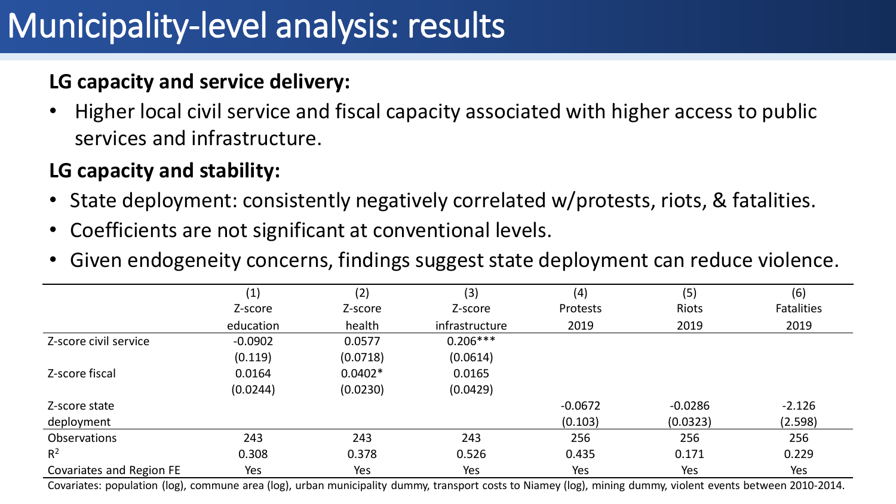# Municipality-level analysis: results

**LG capacity and service delivery:**

- Higher local civil service and fiscal capacity associated with higher access to public services and infrastructure.

**LG capacity and stability:**

- State deployment: consistently negatively correlated w/protests, riots, & fatalities.
- Coefficients are not significant at conventional levels.
- Given endogeneity concerns, findings suggest state deployment can reduce violence.

| | (1) | (2) | (3) | (4) | (5) | (6) |
|---|---|---|---|---|---|---|
| | Z-score education | Z-score health | Z-score infrastructure | Protests 2019 | Riots 2019 | Fatalities 2019 |
| Z-score civil service | -0.0902 | 0.0577 | 0.206*** | | | |
| | (0.119) | (0.0718) | (0.0614) | | | |
| Z-score fiscal | 0.0164 | 0.0402* | 0.0165 | | | |
| | (0.0244) | (0.0230) | (0.0429) | | | |
| Z-score state deployment | | | | -0.0672 | -0.0286 | -2.126 |
| | | | | (0.103) | (0.0323) | (2.598) |
| Observations | 243 | 243 | 243 | 256 | 256 | 256 |
| $R^2$ | 0.308 | 0.378 | 0.526 | 0.435 | 0.171 | 0.229 |
| Covariates and Region FE | Yes | Yes | Yes | Yes | Yes | Yes |

Covariates: population (log), commune area (log), urban municipality dummy, transport costs to Niamey (log), mining dummy, violent events between 2010-2014.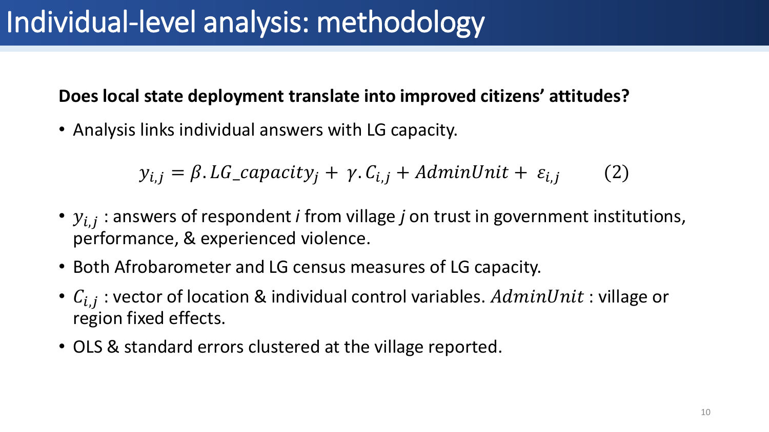# Individual-level analysis: methodology

**Does local state deployment translate into improved citizens' attitudes?**

- Analysis links individual answers with LG capacity.

$$y_{i,j} = \beta . LG\_capacity_j + \gamma . C_{i,j} + AdminUnit + \varepsilon_{i,j} \qquad (2)$$

- $y_{i,j}$ : answers of respondent *i* from village *j* on trust in government institutions, performance, & experienced violence.
- Both Afrobarometer and LG census measures of LG capacity.
- $C_{i,j}$ : vector of location & individual control variables. $AdminUnit$ : village or region fixed effects.
- OLS & standard errors clustered at the village reported.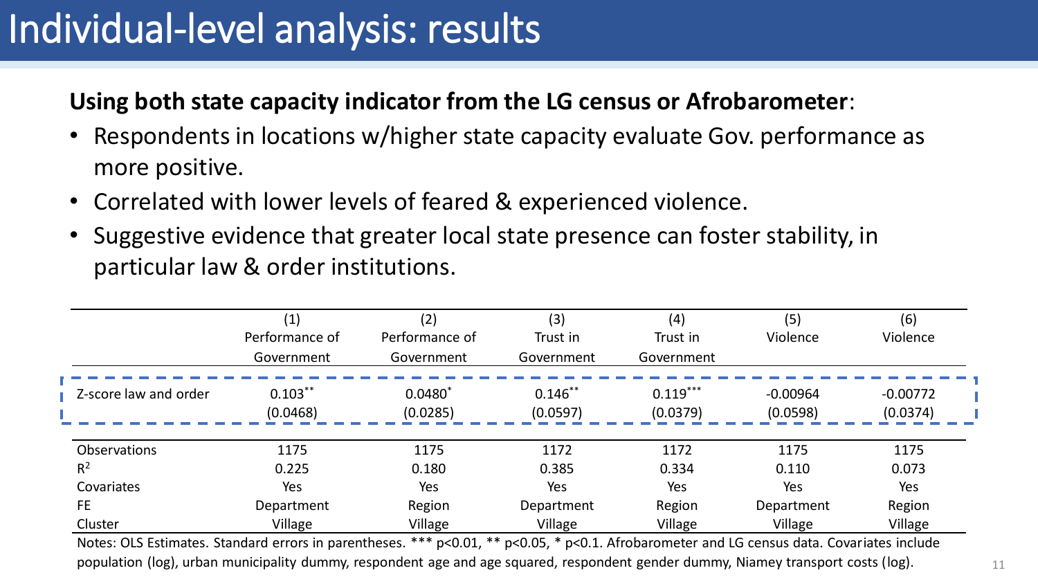# Individual-level analysis: results

**Using both state capacity indicator from the LG census or Afrobarometer**:

- Respondents in locations w/higher state capacity evaluate Gov. performance as more positive.
- Correlated with lower levels of feared & experienced violence.
- Suggestive evidence that greater local state presence can foster stability, in particular law & order institutions.

| | (1) Performance of Government | (2) Performance of Government | (3) Trust in Government | (4) Trust in Government | (5) Violence | (6) Violence |
|---|---|---|---|---|---|---|
| Z-score law and order | $0.103^{**}$ | $0.0480^{*}$ | $0.146^{**}$ | $0.119^{***}$ | -0.00964 | -0.00772 |
| | (0.0468) | (0.0285) | (0.0597) | (0.0379) | (0.0598) | (0.0374) |
| Observations | 1175 | 1175 | 1172 | 1172 | 1175 | 1175 |
| $R^2$ | 0.225 | 0.180 | 0.385 | 0.334 | 0.110 | 0.073 |
| Covariates | Yes | Yes | Yes | Yes | Yes | Yes |
| FE | Department | Region | Department | Region | Department | Region |
| Cluster | Village | Village | Village | Village | Village | Village |

Notes: OLS Estimates. Standard errors in parentheses. *** p<0.01, ** p<0.05, * p<0.1. Afrobarometer and LG census data. Covariates include population (log), urban municipality dummy, respondent age and age squared, respondent gender dummy, Niamey transport costs (log).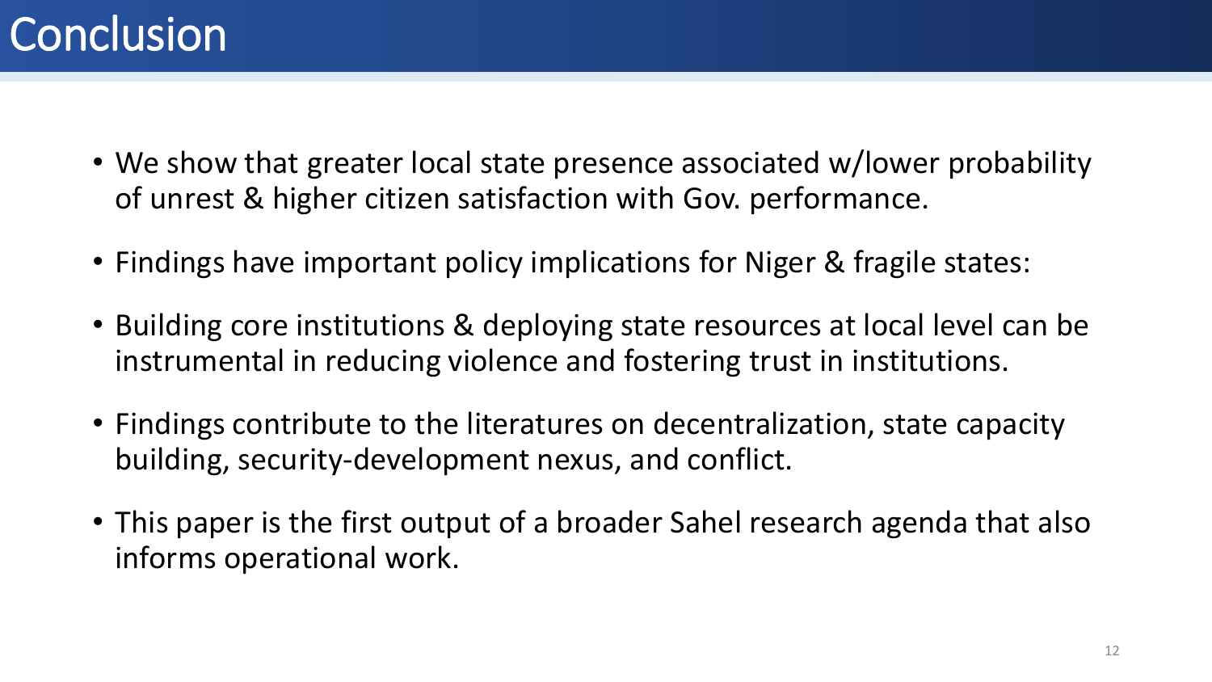# Conclusion

- We show that greater local state presence associated w/lower probability of unrest & higher citizen satisfaction with Gov. performance.
- Findings have important policy implications for Niger & fragile states:
- Building core institutions & deploying state resources at local level can be instrumental in reducing violence and fostering trust in institutions.
- Findings contribute to the literatures on decentralization, state capacity building, security-development nexus, and conflict.
- This paper is the first output of a broader Sahel research agenda that also informs operational work.